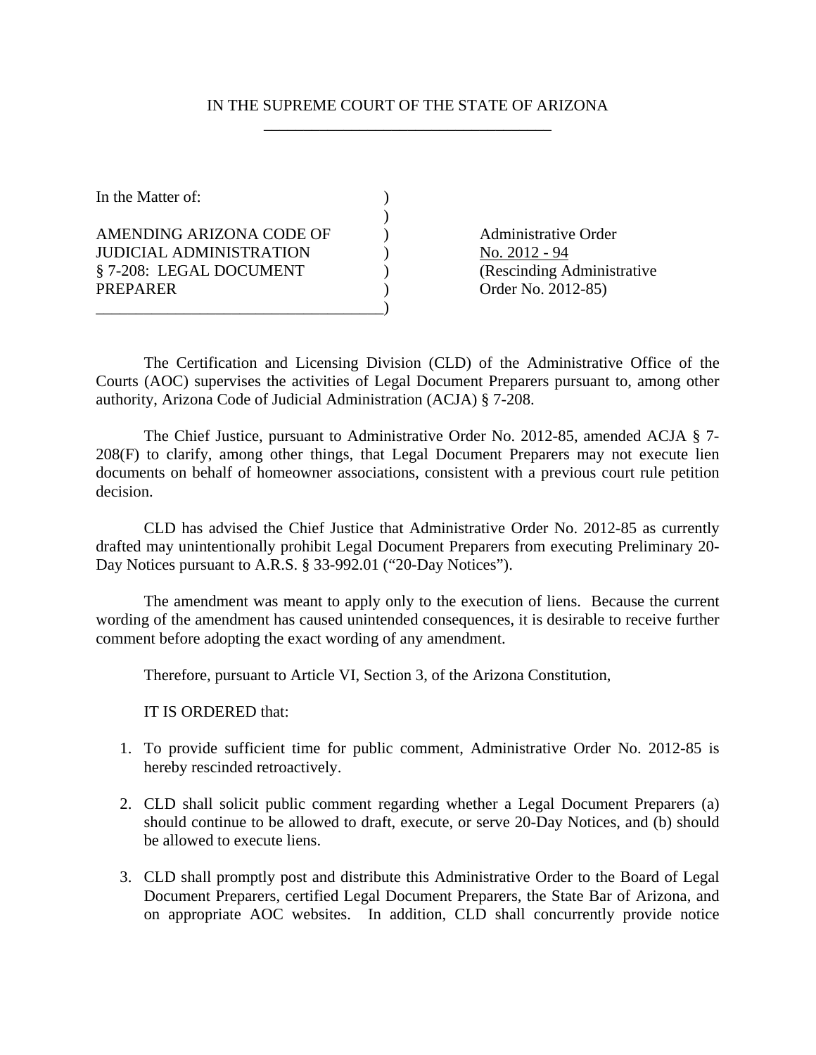IN THE SUPREME COURT OF THE STATE OF ARIZONA

| | |
|---|---|
| In the Matter of:<br><br>AMENDING ARIZONA CODE OF JUDICIAL ADMINISTRATION § 7-208: LEGAL DOCUMENT PREPARER | Administrative Order<br>No. 2012 - 94<br>(Rescinding Administrative Order No. 2012-85) |

The Certification and Licensing Division (CLD) of the Administrative Office of the Courts (AOC) supervises the activities of Legal Document Preparers pursuant to, among other authority, Arizona Code of Judicial Administration (ACJA) § 7-208.

The Chief Justice, pursuant to Administrative Order No. 2012-85, amended ACJA § 7-208(F) to clarify, among other things, that Legal Document Preparers may not execute lien documents on behalf of homeowner associations, consistent with a previous court rule petition decision.

CLD has advised the Chief Justice that Administrative Order No. 2012-85 as currently drafted may unintentionally prohibit Legal Document Preparers from executing Preliminary 20-Day Notices pursuant to A.R.S. § 33-992.01 ("20-Day Notices").

The amendment was meant to apply only to the execution of liens. Because the current wording of the amendment has caused unintended consequences, it is desirable to receive further comment before adopting the exact wording of any amendment.

Therefore, pursuant to Article VI, Section 3, of the Arizona Constitution,

IT IS ORDERED that:

1. To provide sufficient time for public comment, Administrative Order No. 2012-85 is hereby rescinded retroactively.

2. CLD shall solicit public comment regarding whether a Legal Document Preparers (a) should continue to be allowed to draft, execute, or serve 20-Day Notices, and (b) should be allowed to execute liens.

3. CLD shall promptly post and distribute this Administrative Order to the Board of Legal Document Preparers, certified Legal Document Preparers, the State Bar of Arizona, and on appropriate AOC websites. In addition, CLD shall concurrently provide notice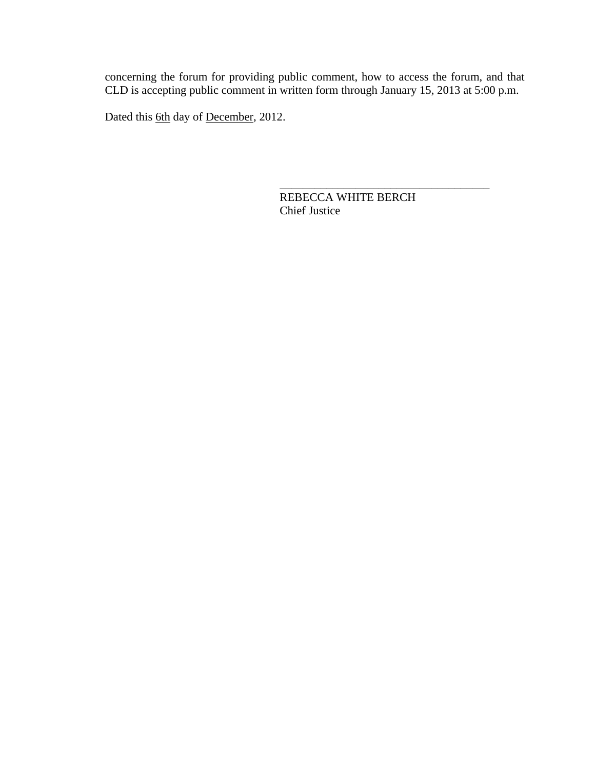concerning the forum for providing public comment, how to access the forum, and that CLD is accepting public comment in written form through January 15, 2013 at 5:00 p.m.

Dated this <u>6th</u> day of <u>December</u>, 2012.

\_\_\_\_\_\_\_\_\_\_\_\_\_\_\_\_\_\_\_\_\_\_\_\_\_\_\_\_\_\_\_\_\_\_\_\_\_\_

REBECCA WHITE BERCH
Chief Justice